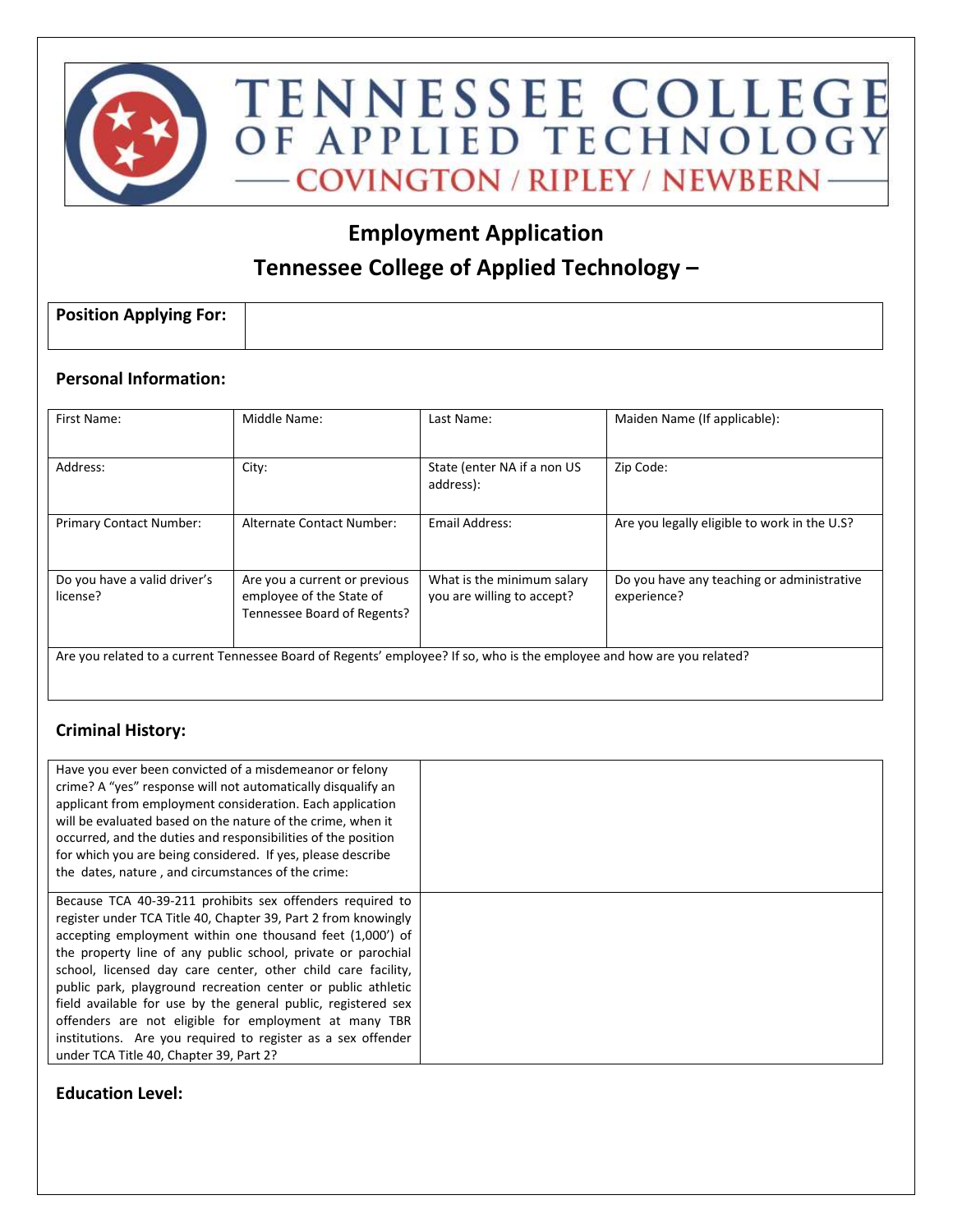TENNESSEE COLLEGE OF APPLIED TECHNOLOGY
COVINGTON / RIPLEY / NEWBERN

# Employment Application

## Tennessee College of Applied Technology –

| **Position Applying For:** | |
|---|---|

### Personal Information:

| First Name: | Middle Name: | Last Name: | Maiden Name (If applicable): |
|---|---|---|---|
| Address: | City: | State (enter NA if a non US address): | Zip Code: |
| Primary Contact Number: | Alternate Contact Number: | Email Address: | Are you legally eligible to work in the U.S? |
| Do you have a valid driver's license? | Are you a current or previous employee of the State of Tennessee Board of Regents? | What is the minimum salary you are willing to accept? | Do you have any teaching or administrative experience? |
| Are you related to a current Tennessee Board of Regents' employee? If so, who is the employee and how are you related? | | | |

### Criminal History:

| Have you ever been convicted of a misdemeanor or felony crime? A "yes" response will not automatically disqualify an applicant from employment consideration. Each application will be evaluated based on the nature of the crime, when it occurred, and the duties and responsibilities of the position for which you are being considered. If yes, please describe the dates, nature , and circumstances of the crime: | |
|---|---|
| Because TCA 40-39-211 prohibits sex offenders required to register under TCA Title 40, Chapter 39, Part 2 from knowingly accepting employment within one thousand feet (1,000') of the property line of any public school, private or parochial school, licensed day care center, other child care facility, public park, playground recreation center or public athletic field available for use by the general public, registered sex offenders are not eligible for employment at many TBR institutions. Are you required to register as a sex offender under TCA Title 40, Chapter 39, Part 2? | |

### Education Level: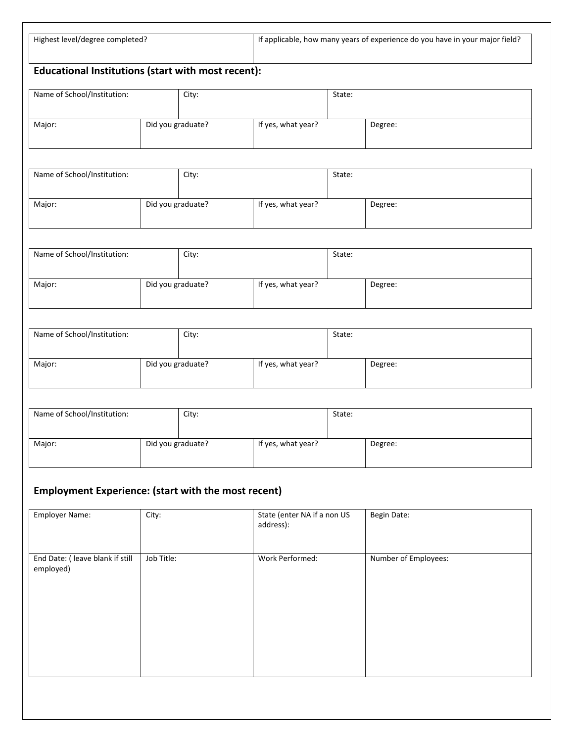| Highest level/degree completed? | If applicable, how many years of experience do you have in your major field? |
|---|---|
| | |

## Educational Institutions (start with most recent):

| Name of School/Institution: | City: | State: | |
|---|---|---|---|
| Major: | Did you graduate? | If yes, what year? | Degree: |

| Name of School/Institution: | City: | State: | |
|---|---|---|---|
| Major: | Did you graduate? | If yes, what year? | Degree: |

| Name of School/Institution: | City: | State: | |
|---|---|---|---|
| Major: | Did you graduate? | If yes, what year? | Degree: |

| Name of School/Institution: | City: | State: | |
|---|---|---|---|
| Major: | Did you graduate? | If yes, what year? | Degree: |

| Name of School/Institution: | City: | State: | |
|---|---|---|---|
| Major: | Did you graduate? | If yes, what year? | Degree: |

## Employment Experience: (start with the most recent)

| Employer Name: | City: | State (enter NA if a non US address): | Begin Date: |
|---|---|---|---|
| End Date: ( leave blank if still employed) | Job Title: | Work Performed: | Number of Employees: |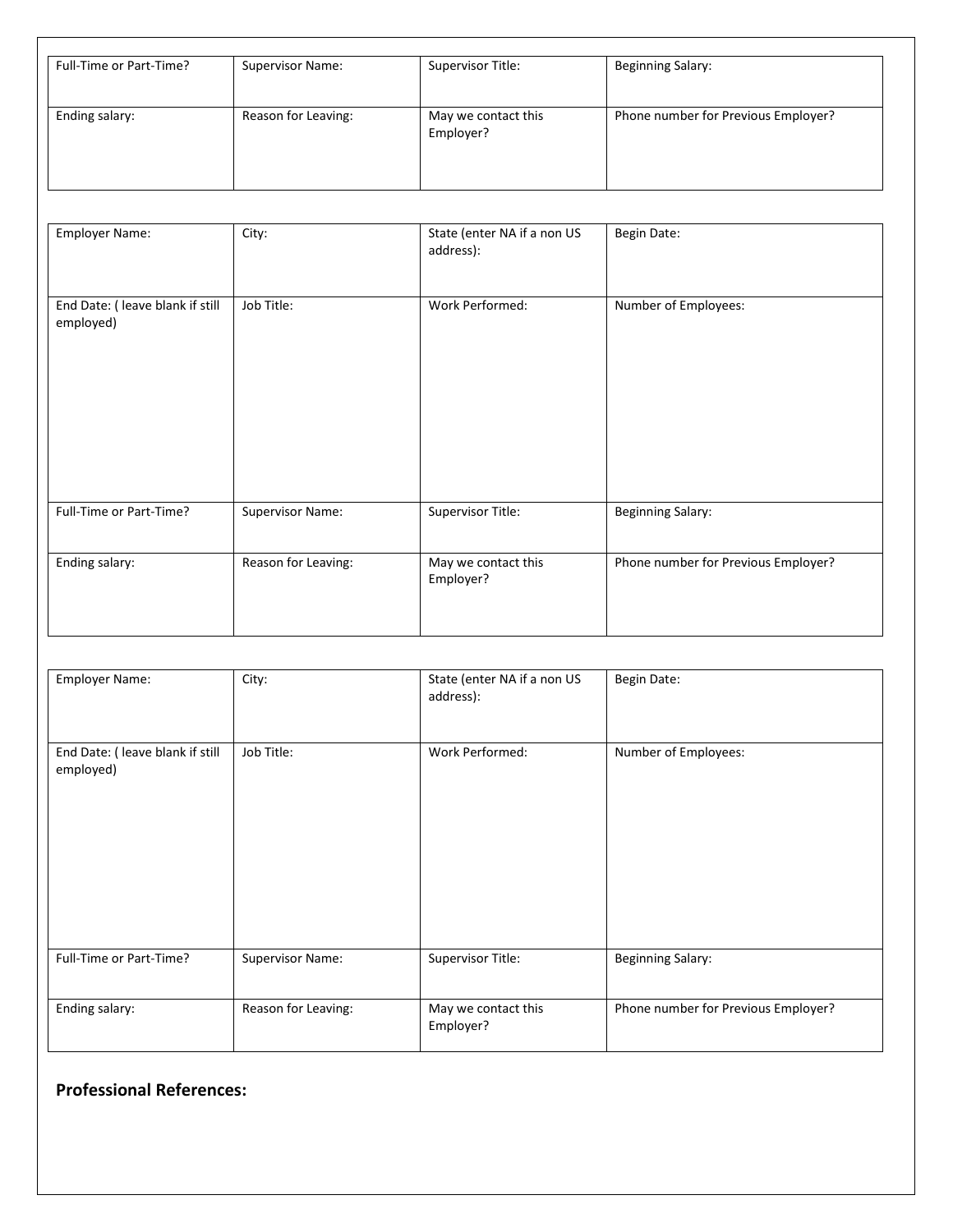| Full-Time or Part-Time? | Supervisor Name: | Supervisor Title: | Beginning Salary: |
|---|---|---|---|
| Ending salary: | Reason for Leaving: | May we contact this Employer? | Phone number for Previous Employer? |

| Employer Name: | City: | State (enter NA if a non US address): | Begin Date: |
|---|---|---|---|
| End Date: ( leave blank if still employed) | Job Title: | Work Performed: | Number of Employees: |
| Full-Time or Part-Time? | Supervisor Name: | Supervisor Title: | Beginning Salary: |
| Ending salary: | Reason for Leaving: | May we contact this Employer? | Phone number for Previous Employer? |

| Employer Name: | City: | State (enter NA if a non US address): | Begin Date: |
|---|---|---|---|
| End Date: ( leave blank if still employed) | Job Title: | Work Performed: | Number of Employees: |
| Full-Time or Part-Time? | Supervisor Name: | Supervisor Title: | Beginning Salary: |
| Ending salary: | Reason for Leaving: | May we contact this Employer? | Phone number for Previous Employer? |

**Professional References:**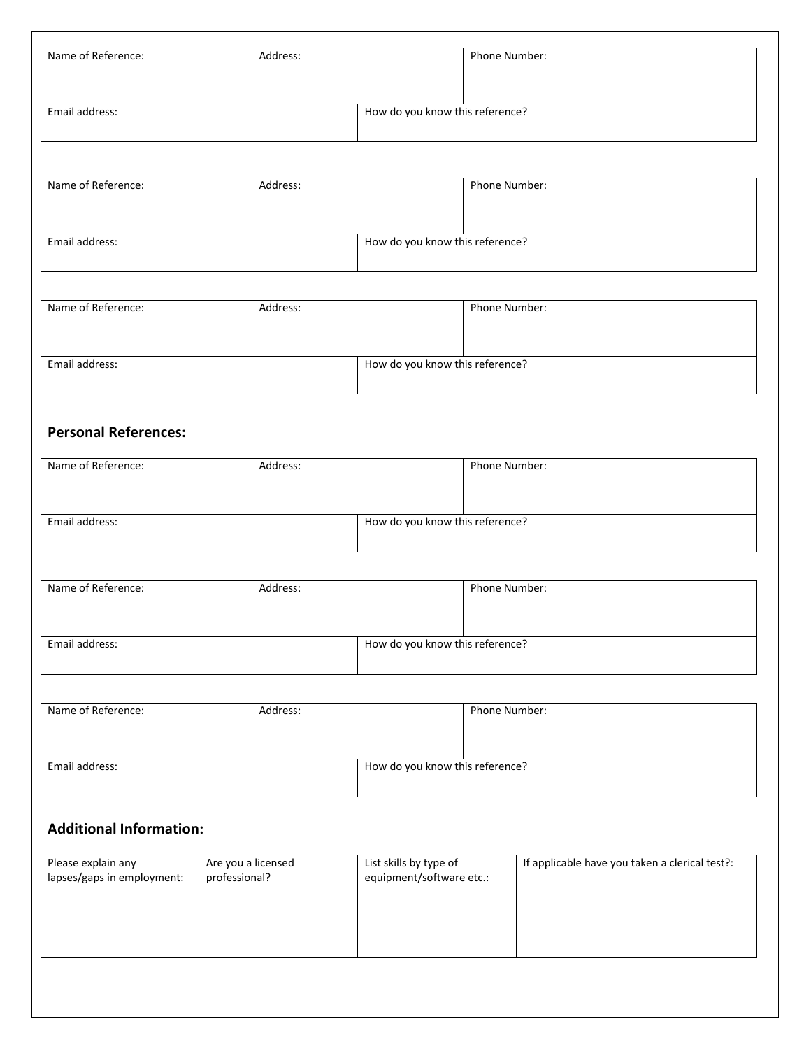| Name of Reference: | Address: | Phone Number: |
| --- | --- | --- |
| Email address: | How do you know this reference? | |

| Name of Reference: | Address: | Phone Number: |
| --- | --- | --- |
| Email address: | How do you know this reference? | |

| Name of Reference: | Address: | Phone Number: |
| --- | --- | --- |
| Email address: | How do you know this reference? | |

### Personal References:

| Name of Reference: | Address: | Phone Number: |
| --- | --- | --- |
| Email address: | How do you know this reference? | |

| Name of Reference: | Address: | Phone Number: |
| --- | --- | --- |
| Email address: | How do you know this reference? | |

| Name of Reference: | Address: | Phone Number: |
| --- | --- | --- |
| Email address: | How do you know this reference? | |

### Additional Information:

| Please explain any lapses/gaps in employment: | Are you a licensed professional? | List skills by type of equipment/software etc.: | If applicable have you taken a clerical test?: |
| --- | --- | --- | --- |
| | | | |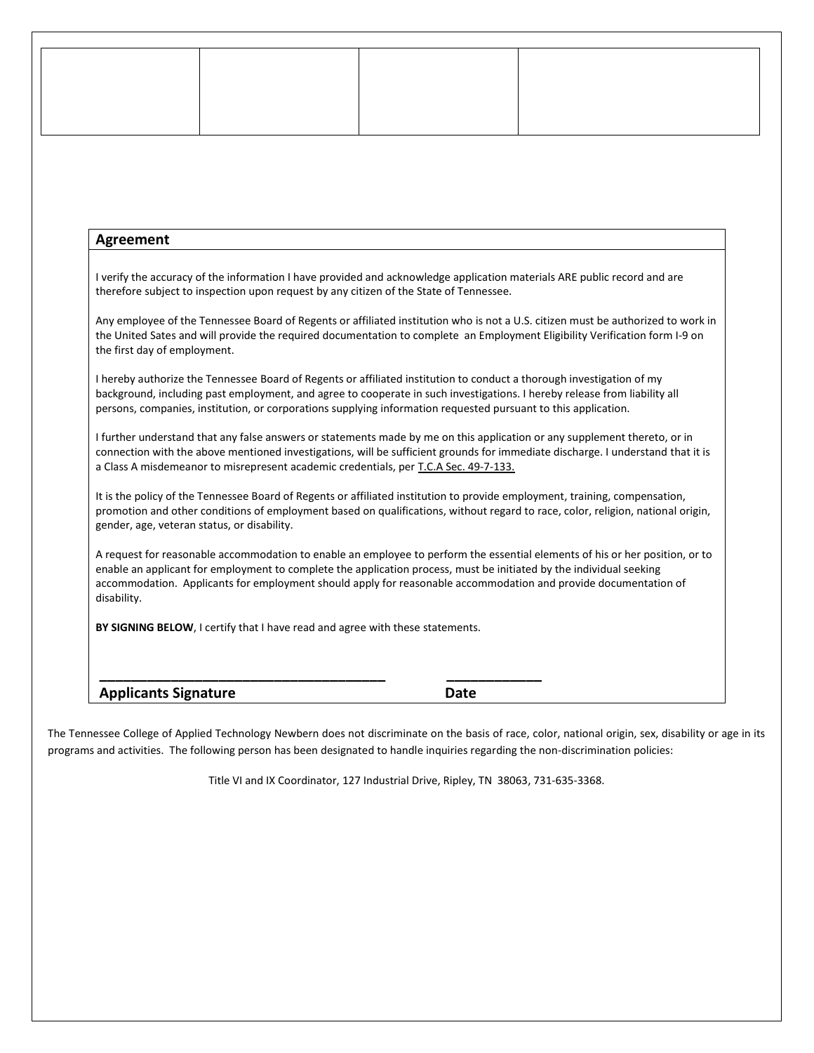| | | | |
|---|---|---|---|
| | | | |

## Agreement

I verify the accuracy of the information I have provided and acknowledge application materials ARE public record and are therefore subject to inspection upon request by any citizen of the State of Tennessee.

Any employee of the Tennessee Board of Regents or affiliated institution who is not a U.S. citizen must be authorized to work in the United Sates and will provide the required documentation to complete an Employment Eligibility Verification form I-9 on the first day of employment.

I hereby authorize the Tennessee Board of Regents or affiliated institution to conduct a thorough investigation of my background, including past employment, and agree to cooperate in such investigations. I hereby release from liability all persons, companies, institution, or corporations supplying information requested pursuant to this application.

I further understand that any false answers or statements made by me on this application or any supplement thereto, or in connection with the above mentioned investigations, will be sufficient grounds for immediate discharge. I understand that it is a Class A misdemeanor to misrepresent academic credentials, per T.C.A Sec. 49-7-133.

It is the policy of the Tennessee Board of Regents or affiliated institution to provide employment, training, compensation, promotion and other conditions of employment based on qualifications, without regard to race, color, religion, national origin, gender, age, veteran status, or disability.

A request for reasonable accommodation to enable an employee to perform the essential elements of his or her position, or to enable an applicant for employment to complete the application process, must be initiated by the individual seeking accommodation. Applicants for employment should apply for reasonable accommodation and provide documentation of disability.

**BY SIGNING BELOW**, I certify that I have read and agree with these statements.

**______________________________________** **_____________**

**Applicants Signature** **Date**

The Tennessee College of Applied Technology Newbern does not discriminate on the basis of race, color, national origin, sex, disability or age in its programs and activities. The following person has been designated to handle inquiries regarding the non-discrimination policies:

Title VI and IX Coordinator, 127 Industrial Drive, Ripley, TN 38063, 731-635-3368.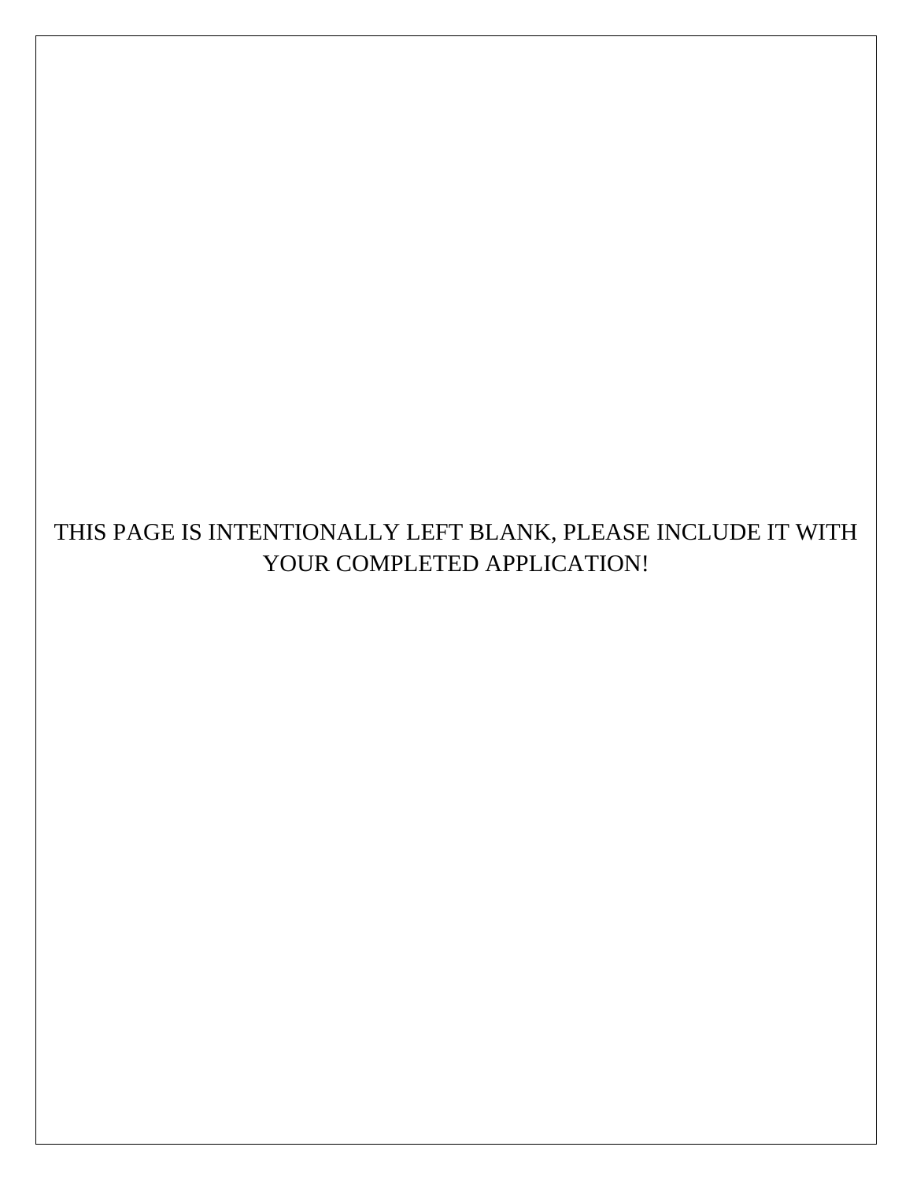THIS PAGE IS INTENTIONALLY LEFT BLANK, PLEASE INCLUDE IT WITH YOUR COMPLETED APPLICATION!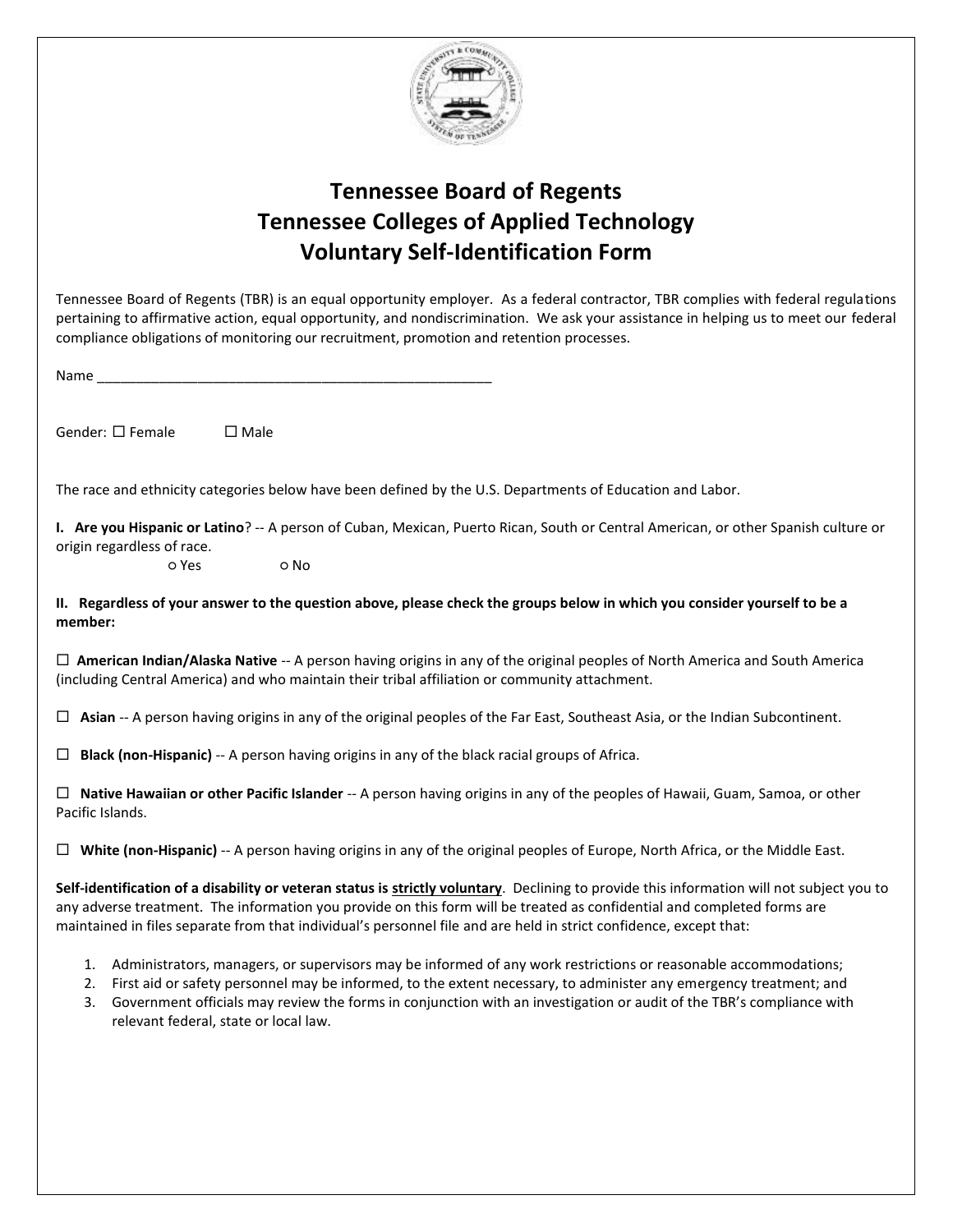# Tennessee Board of Regents
# Tennessee Colleges of Applied Technology
# Voluntary Self-Identification Form

Tennessee Board of Regents (TBR) is an equal opportunity employer. As a federal contractor, TBR complies with federal regulations pertaining to affirmative action, equal opportunity, and nondiscrimination. We ask your assistance in helping us to meet our federal compliance obligations of monitoring our recruitment, promotion and retention processes.

Name ____________________________________________________

Gender: ☐ Female ☐ Male

The race and ethnicity categories below have been defined by the U.S. Departments of Education and Labor.

**I. Are you Hispanic or Latino**? -- A person of Cuban, Mexican, Puerto Rican, South or Central American, or other Spanish culture or origin regardless of race.

○ Yes ○ No

**II. Regardless of your answer to the question above, please check the groups below in which you consider yourself to be a member:**

☐ **American Indian/Alaska Native** -- A person having origins in any of the original peoples of North America and South America (including Central America) and who maintain their tribal affiliation or community attachment.

☐ **Asian** -- A person having origins in any of the original peoples of the Far East, Southeast Asia, or the Indian Subcontinent.

☐ **Black (non-Hispanic)** -- A person having origins in any of the black racial groups of Africa.

☐ **Native Hawaiian or other Pacific Islander** -- A person having origins in any of the peoples of Hawaii, Guam, Samoa, or other Pacific Islands.

☐ **White (non-Hispanic)** -- A person having origins in any of the original peoples of Europe, North Africa, or the Middle East.

**Self-identification of a disability or veteran status is <u>strictly voluntary</u>**. Declining to provide this information will not subject you to any adverse treatment. The information you provide on this form will be treated as confidential and completed forms are maintained in files separate from that individual's personnel file and are held in strict confidence, except that:

1. Administrators, managers, or supervisors may be informed of any work restrictions or reasonable accommodations;
2. First aid or safety personnel may be informed, to the extent necessary, to administer any emergency treatment; and
3. Government officials may review the forms in conjunction with an investigation or audit of the TBR's compliance with relevant federal, state or local law.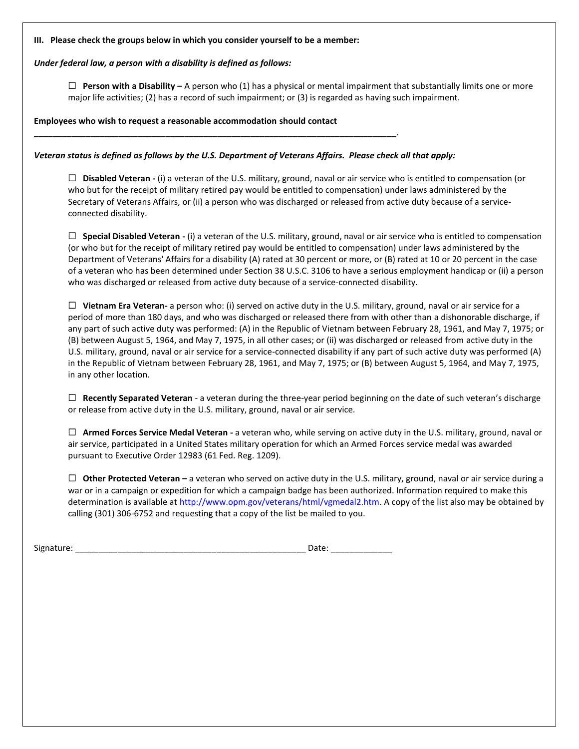**III. Please check the groups below in which you consider yourself to be a member:**

***Under federal law, a person with a disability is defined as follows:***

☐ **Person with a Disability –** A person who (1) has a physical or mental impairment that substantially limits one or more major life activities; (2) has a record of such impairment; or (3) is regarded as having such impairment.

**Employees who wish to request a reasonable accommodation should contact \_\_\_\_\_\_\_\_\_\_\_\_\_\_\_\_\_\_\_\_\_\_\_\_\_\_\_\_\_\_\_\_\_\_\_\_\_\_\_\_\_\_\_\_\_\_\_\_\_\_\_\_\_\_\_\_\_\_\_\_\_\_\_\_\_\_\_\_\_\_\_\_\_\_.**

***Veteran status is defined as follows by the U.S. Department of Veterans Affairs. Please check all that apply:***

☐ **Disabled Veteran -** (i) a veteran of the U.S. military, ground, naval or air service who is entitled to compensation (or who but for the receipt of military retired pay would be entitled to compensation) under laws administered by the Secretary of Veterans Affairs, or (ii) a person who was discharged or released from active duty because of a service-connected disability.

☐ **Special Disabled Veteran -** (i) a veteran of the U.S. military, ground, naval or air service who is entitled to compensation (or who but for the receipt of military retired pay would be entitled to compensation) under laws administered by the Department of Veterans' Affairs for a disability (A) rated at 30 percent or more, or (B) rated at 10 or 20 percent in the case of a veteran who has been determined under Section 38 U.S.C. 3106 to have a serious employment handicap or (ii) a person who was discharged or released from active duty because of a service-connected disability.

☐ **Vietnam Era Veteran-** a person who: (i) served on active duty in the U.S. military, ground, naval or air service for a period of more than 180 days, and who was discharged or released there from with other than a dishonorable discharge, if any part of such active duty was performed: (A) in the Republic of Vietnam between February 28, 1961, and May 7, 1975; or (B) between August 5, 1964, and May 7, 1975, in all other cases; or (ii) was discharged or released from active duty in the U.S. military, ground, naval or air service for a service-connected disability if any part of such active duty was performed (A) in the Republic of Vietnam between February 28, 1961, and May 7, 1975; or (B) between August 5, 1964, and May 7, 1975, in any other location.

☐ **Recently Separated Veteran** - a veteran during the three-year period beginning on the date of such veteran's discharge or release from active duty in the U.S. military, ground, naval or air service.

☐ **Armed Forces Service Medal Veteran -** a veteran who, while serving on active duty in the U.S. military, ground, naval or air service, participated in a United States military operation for which an Armed Forces service medal was awarded pursuant to Executive Order 12983 (61 Fed. Reg. 1209).

☐ **Other Protected Veteran –** a veteran who served on active duty in the U.S. military, ground, naval or air service during a war or in a campaign or expedition for which a campaign badge has been authorized. Information required to make this determination is available at http://www.opm.gov/veterans/html/vgmedal2.htm. A copy of the list also may be obtained by calling (301) 306-6752 and requesting that a copy of the list be mailed to you.

Signature: \_\_\_\_\_\_\_\_\_\_\_\_\_\_\_\_\_\_\_\_\_\_\_\_\_\_\_\_\_\_\_\_\_\_\_\_\_\_\_\_\_\_\_\_\_\_\_\_ Date: \_\_\_\_\_\_\_\_\_\_\_\_\_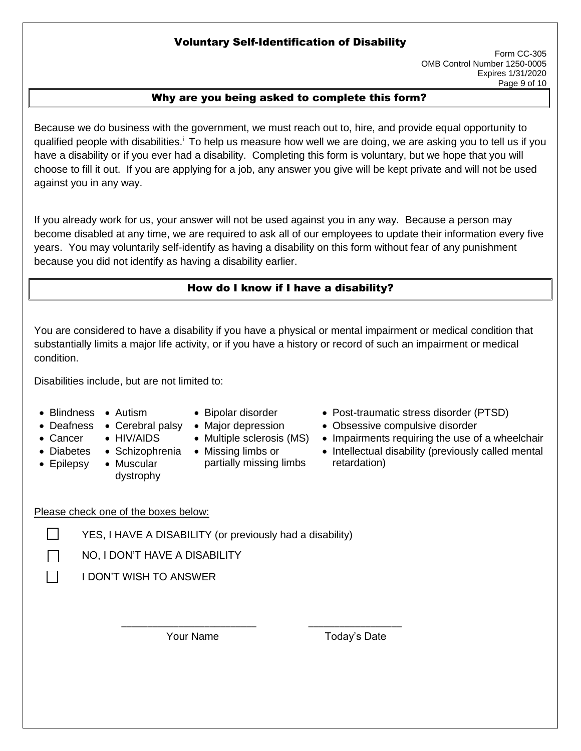# Voluntary Self-Identification of Disability

Form CC-305
OMB Control Number 1250-0005
Expires 1/31/2020

## Why are you being asked to complete this form?

Because we do business with the government, we must reach out to, hire, and provide equal opportunity to qualified people with disabilities.[i] To help us measure how well we are doing, we are asking you to tell us if you have a disability or if you ever had a disability. Completing this form is voluntary, but we hope that you will choose to fill it out. If you are applying for a job, any answer you give will be kept private and will not be used against you in any way.

If you already work for us, your answer will not be used against you in any way. Because a person may become disabled at any time, we are required to ask all of our employees to update their information every five years. You may voluntarily self-identify as having a disability on this form without fear of any punishment because you did not identify as having a disability earlier.

## How do I know if I have a disability?

You are considered to have a disability if you have a physical or mental impairment or medical condition that substantially limits a major life activity, or if you have a history or record of such an impairment or medical condition.

Disabilities include, but are not limited to:

- Blindness
- Deafness
- Cancer
- Diabetes
- Epilepsy
- Autism
- Cerebral palsy
- HIV/AIDS
- Schizophrenia
- Muscular dystrophy
- Bipolar disorder
- Major depression
- Multiple sclerosis (MS)
- Missing limbs or partially missing limbs
- Post-traumatic stress disorder (PTSD)
- Obsessive compulsive disorder
- Impairments requiring the use of a wheelchair
- Intellectual disability (previously called mental retardation)

Please check one of the boxes below:

☐ YES, I HAVE A DISABILITY (or previously had a disability)

☐ NO, I DON'T HAVE A DISABILITY

☐ I DON'T WISH TO ANSWER

\_\_\_\_\_\_\_\_\_\_\_\_\_\_\_\_\_\_\_\_\_\_\_\_ \_\_\_\_\_\_\_\_\_\_\_\_\_\_\_\_\_
Your Name Today's Date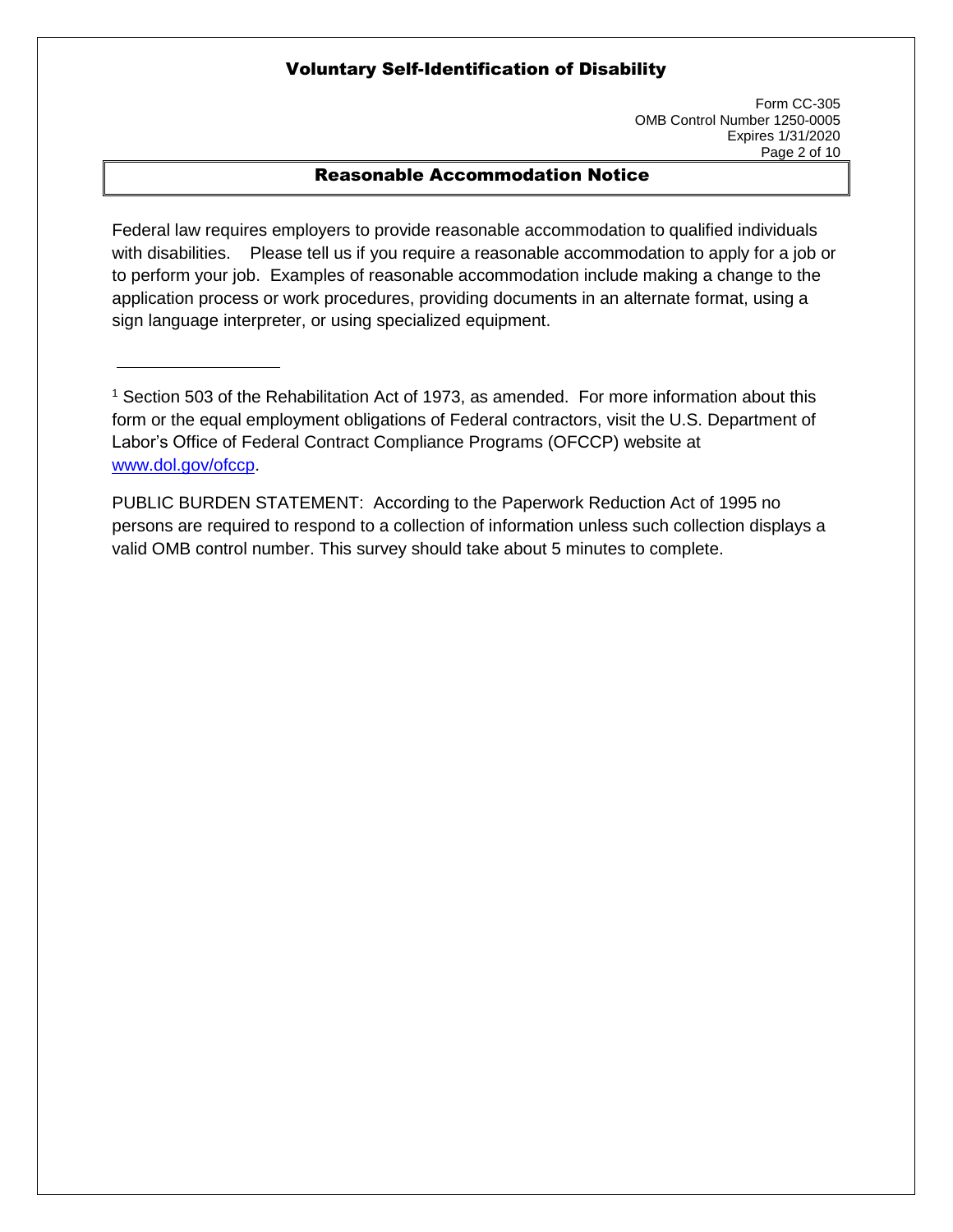# Voluntary Self-Identification of Disability

Form CC-305
OMB Control Number 1250-0005
Expires 1/31/2020

## Reasonable Accommodation Notice

Federal law requires employers to provide reasonable accommodation to qualified individuals with disabilities. Please tell us if you require a reasonable accommodation to apply for a job or to perform your job. Examples of reasonable accommodation include making a change to the application process or work procedures, providing documents in an alternate format, using a sign language interpreter, or using specialized equipment.

---

[1] Section 503 of the Rehabilitation Act of 1973, as amended. For more information about this form or the equal employment obligations of Federal contractors, visit the U.S. Department of Labor's Office of Federal Contract Compliance Programs (OFCCP) website at www.dol.gov/ofccp.

PUBLIC BURDEN STATEMENT: According to the Paperwork Reduction Act of 1995 no persons are required to respond to a collection of information unless such collection displays a valid OMB control number. This survey should take about 5 minutes to complete.